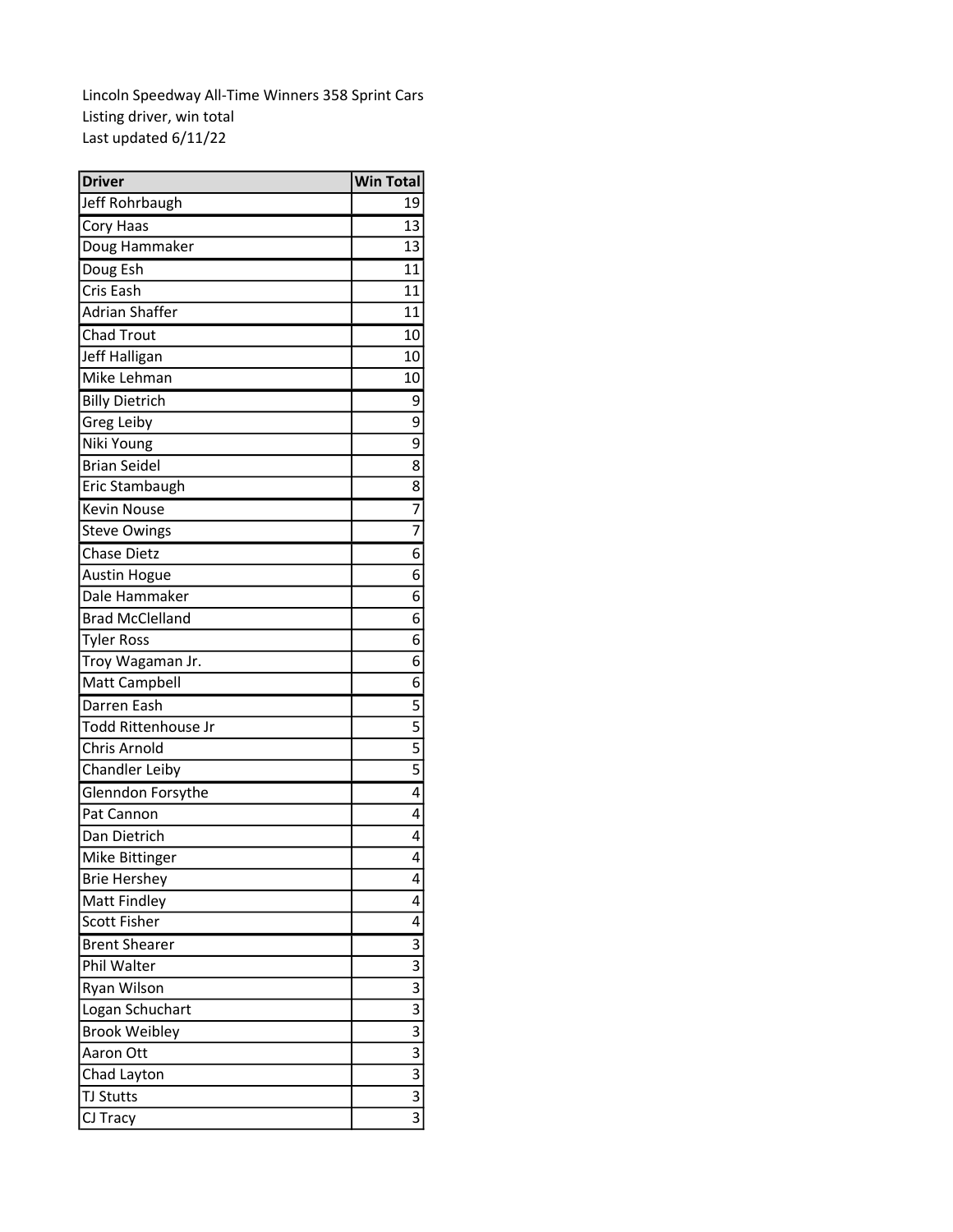Lincoln Speedway All-Time Winners 358 Sprint Cars
Listing driver, win total
Last updated 6/11/22

| Driver | Win Total |
| --- | ---: |
| Jeff Rohrbaugh | 19 |
| Cory Haas | 13 |
| Doug Hammaker | 13 |
| Doug Esh | 11 |
| Cris Eash | 11 |
| Adrian Shaffer | 11 |
| Chad Trout | 10 |
| Jeff Halligan | 10 |
| Mike Lehman | 10 |
| Billy Dietrich | 9 |
| Greg Leiby | 9 |
| Niki Young | 9 |
| Brian Seidel | 8 |
| Eric Stambaugh | 8 |
| Kevin Nouse | 7 |
| Steve Owings | 7 |
| Chase Dietz | 6 |
| Austin Hogue | 6 |
| Dale Hammaker | 6 |
| Brad McClelland | 6 |
| Tyler Ross | 6 |
| Troy Wagaman Jr. | 6 |
| Matt Campbell | 6 |
| Darren Eash | 5 |
| Todd Rittenhouse Jr | 5 |
| Chris Arnold | 5 |
| Chandler Leiby | 5 |
| Glenndon Forsythe | 4 |
| Pat Cannon | 4 |
| Dan Dietrich | 4 |
| Mike Bittinger | 4 |
| Brie Hershey | 4 |
| Matt Findley | 4 |
| Scott Fisher | 4 |
| Brent Shearer | 3 |
| Phil Walter | 3 |
| Ryan Wilson | 3 |
| Logan Schuchart | 3 |
| Brook Weibley | 3 |
| Aaron Ott | 3 |
| Chad Layton | 3 |
| TJ Stutts | 3 |
| CJ Tracy | 3 |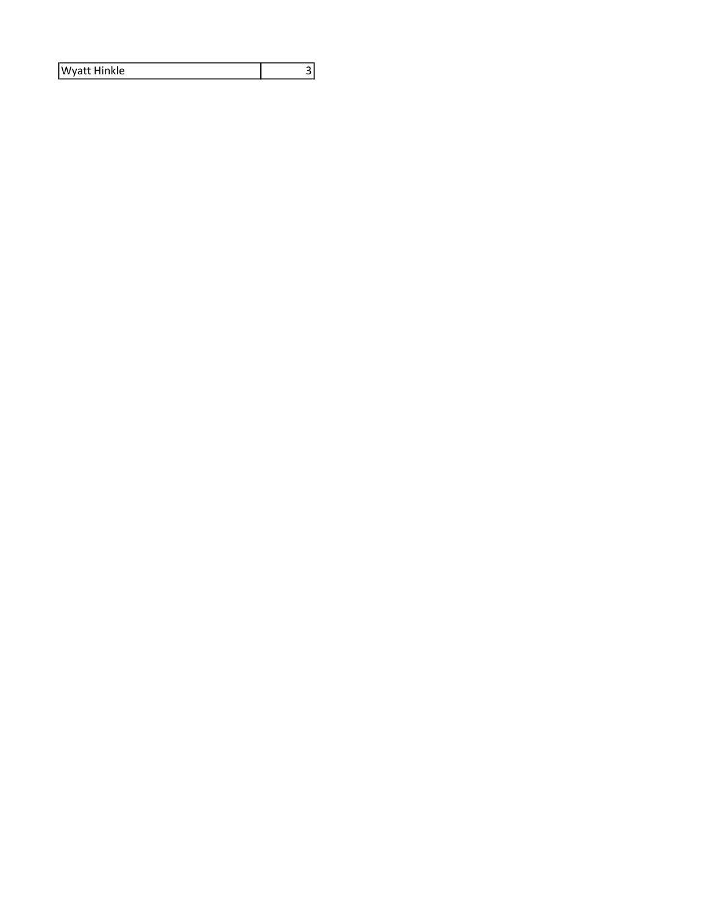| | |
|---|---|
| Wyatt Hinkle | 3 |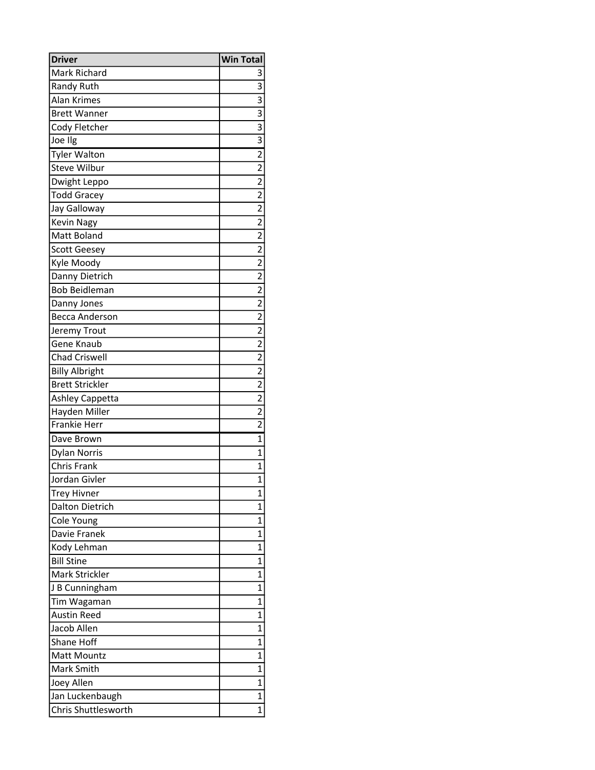| Driver | Win Total |
|---|---|
| Mark Richard | 3 |
| Randy Ruth | 3 |
| Alan Krimes | 3 |
| Brett Wanner | 3 |
| Cody Fletcher | 3 |
| Joe Ilg | 3 |
| Tyler Walton | 2 |
| Steve Wilbur | 2 |
| Dwight Leppo | 2 |
| Todd Gracey | 2 |
| Jay Galloway | 2 |
| Kevin Nagy | 2 |
| Matt Boland | 2 |
| Scott Geesey | 2 |
| Kyle Moody | 2 |
| Danny Dietrich | 2 |
| Bob Beidleman | 2 |
| Danny Jones | 2 |
| Becca Anderson | 2 |
| Jeremy Trout | 2 |
| Gene Knaub | 2 |
| Chad Criswell | 2 |
| Billy Albright | 2 |
| Brett Strickler | 2 |
| Ashley Cappetta | 2 |
| Hayden Miller | 2 |
| Frankie Herr | 2 |
| Dave Brown | 1 |
| Dylan Norris | 1 |
| Chris Frank | 1 |
| Jordan Givler | 1 |
| Trey Hivner | 1 |
| Dalton Dietrich | 1 |
| Cole Young | 1 |
| Davie Franek | 1 |
| Kody Lehman | 1 |
| Bill Stine | 1 |
| Mark Strickler | 1 |
| J B Cunningham | 1 |
| Tim Wagaman | 1 |
| Austin Reed | 1 |
| Jacob Allen | 1 |
| Shane Hoff | 1 |
| Matt Mountz | 1 |
| Mark Smith | 1 |
| Joey Allen | 1 |
| Jan Luckenbaugh | 1 |
| Chris Shuttlesworth | 1 |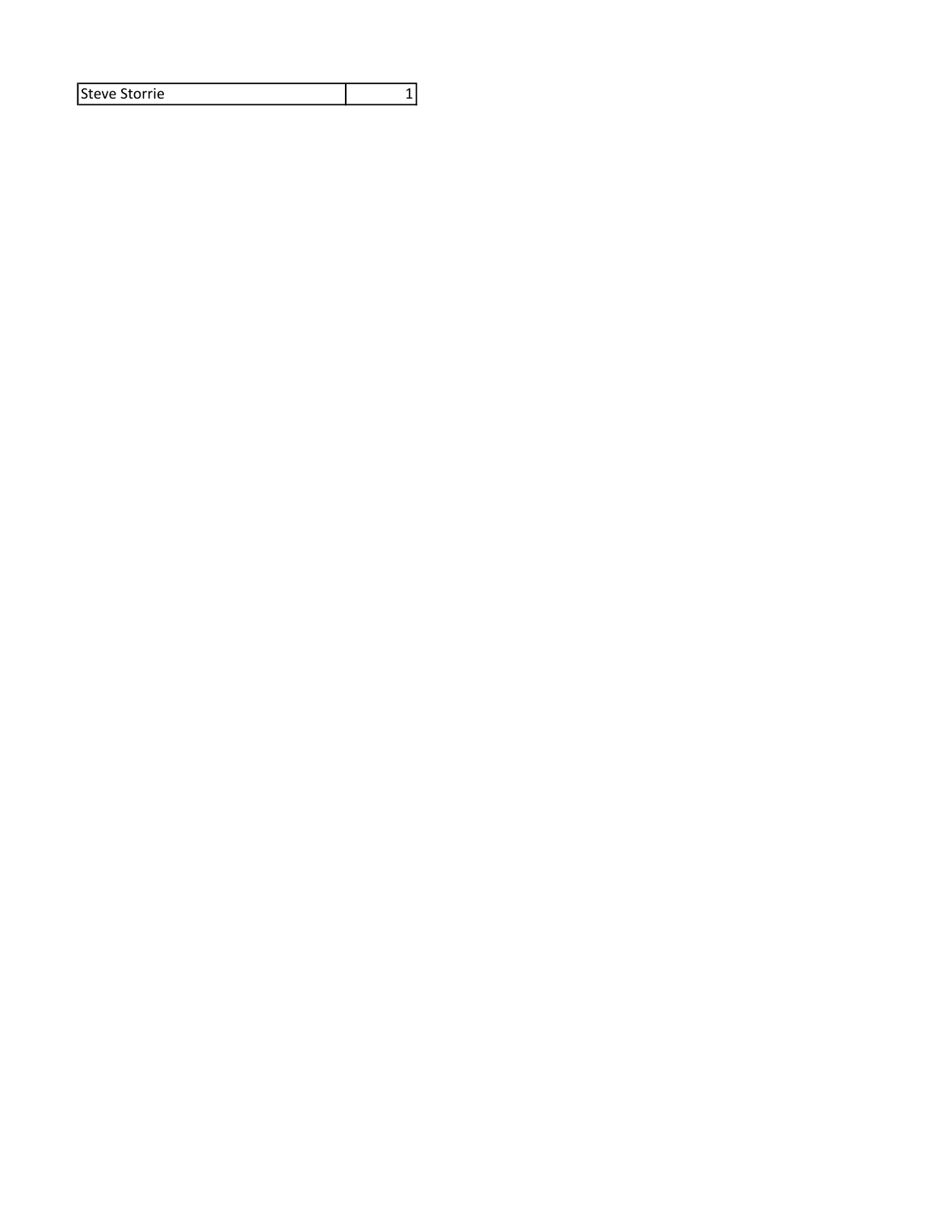| Steve Storrie | 1 |
|---|---|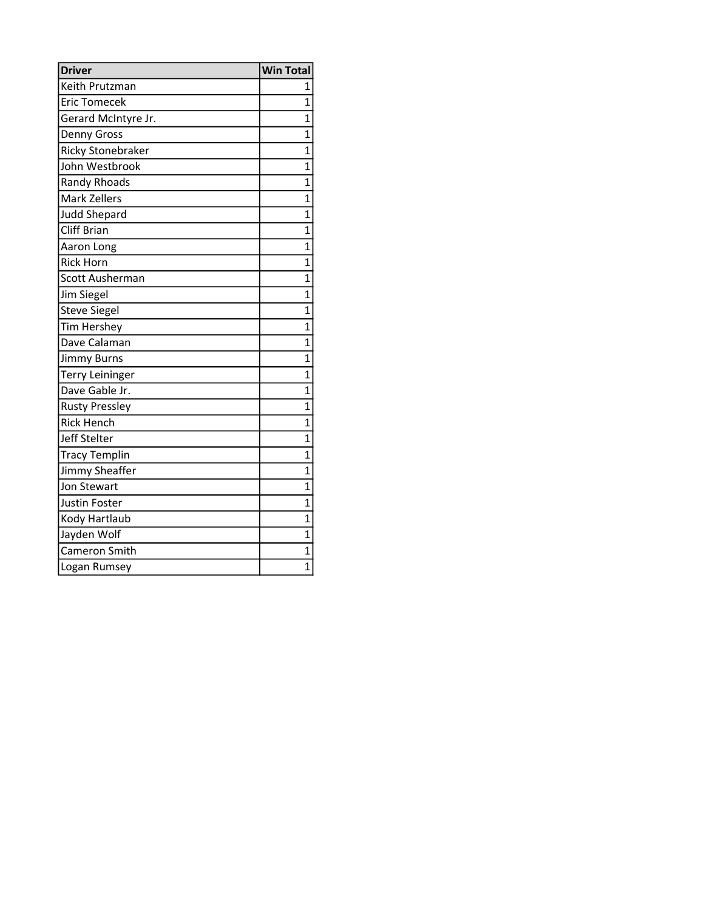| Driver | Win Total |
|---|---|
| Keith Prutzman | 1 |
| Eric Tomecek | 1 |
| Gerard McIntyre Jr. | 1 |
| Denny Gross | 1 |
| Ricky Stonebraker | 1 |
| John Westbrook | 1 |
| Randy Rhoads | 1 |
| Mark Zellers | 1 |
| Judd Shepard | 1 |
| Cliff Brian | 1 |
| Aaron Long | 1 |
| Rick Horn | 1 |
| Scott Ausherman | 1 |
| Jim Siegel | 1 |
| Steve Siegel | 1 |
| Tim Hershey | 1 |
| Dave Calaman | 1 |
| Jimmy Burns | 1 |
| Terry Leininger | 1 |
| Dave Gable Jr. | 1 |
| Rusty Pressley | 1 |
| Rick Hench | 1 |
| Jeff Stelter | 1 |
| Tracy Templin | 1 |
| Jimmy Sheaffer | 1 |
| Jon Stewart | 1 |
| Justin Foster | 1 |
| Kody Hartlaub | 1 |
| Jayden Wolf | 1 |
| Cameron Smith | 1 |
| Logan Rumsey | 1 |